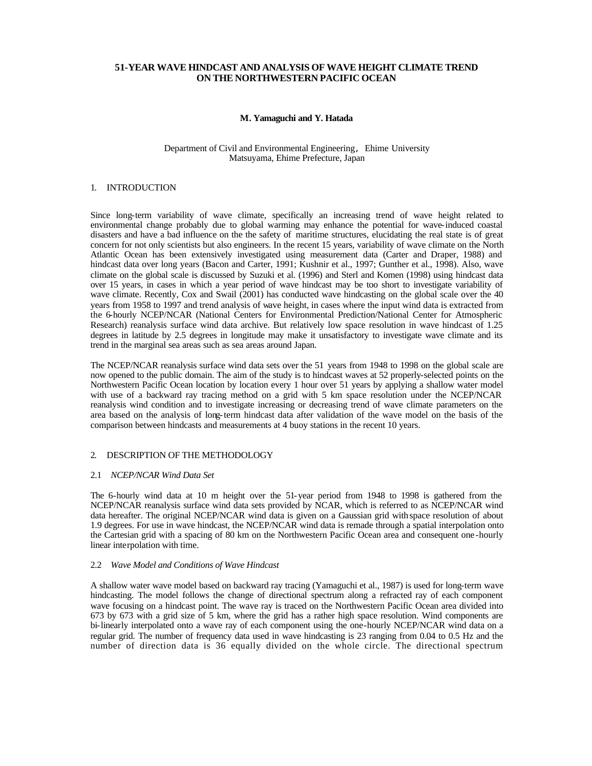# 51-YEAR WAVE HINDCAST AND ANALYSIS OF WAVE HEIGHT CLIMATE TREND ON THE NORTHWESTERN PACIFIC OCEAN

**M. Yamaguchi and Y. Hatada**

Department of Civil and Environmental Engineering, Ehime University
Matsuyama, Ehime Prefecture, Japan

## 1. INTRODUCTION

Since long-term variability of wave climate, specifically an increasing trend of wave height related to environmental change probably due to global warming may enhance the potential for wave-induced coastal disasters and have a bad influence on the the safety of maritime structures, elucidating the real state is of great concern for not only scientists but also engineers. In the recent 15 years, variability of wave climate on the North Atlantic Ocean has been extensively investigated using measurement data (Carter and Draper, 1988) and hindcast data over long years (Bacon and Carter, 1991; Kushnir et al., 1997; Gunther et al., 1998). Also, wave climate on the global scale is discussed by Suzuki et al. (1996) and Sterl and Komen (1998) using hindcast data over 15 years, in cases in which a year period of wave hindcast may be too short to investigate variability of wave climate. Recently, Cox and Swail (2001) has conducted wave hindcasting on the global scale over the 40 years from 1958 to 1997 and trend analysis of wave height, in cases where the input wind data is extracted from the 6-hourly NCEP/NCAR (National Centers for Environmental Prediction/National Center for Atmospheric Research) reanalysis surface wind data archive. But relatively low space resolution in wave hindcast of 1.25 degrees in latitude by 2.5 degrees in longitude may make it unsatisfactory to investigate wave climate and its trend in the marginal sea areas such as sea areas around Japan.

The NCEP/NCAR reanalysis surface wind data sets over the 51 years from 1948 to 1998 on the global scale are now opened to the public domain. The aim of the study is to hindcast waves at 52 properly-selected points on the Northwestern Pacific Ocean location by location every 1 hour over 51 years by applying a shallow water model with use of a backward ray tracing method on a grid with 5 km space resolution under the NCEP/NCAR reanalysis wind condition and to investigate increasing or decreasing trend of wave climate parameters on the area based on the analysis of long-term hindcast data after validation of the wave model on the basis of the comparison between hindcasts and measurements at 4 buoy stations in the recent 10 years.

## 2. DESCRIPTION OF THE METHODOLOGY

### 2.1 *NCEP/NCAR Wind Data Set*

The 6-hourly wind data at 10 m height over the 51-year period from 1948 to 1998 is gathered from the NCEP/NCAR reanalysis surface wind data sets provided by NCAR, which is referred to as NCEP/NCAR wind data hereafter. The original NCEP/NCAR wind data is given on a Gaussian grid with space resolution of about 1.9 degrees. For use in wave hindcast, the NCEP/NCAR wind data is remade through a spatial interpolation onto the Cartesian grid with a spacing of 80 km on the Northwestern Pacific Ocean area and consequent one-hourly linear interpolation with time.

### 2.2 *Wave Model and Conditions of Wave Hindcast*

A shallow water wave model based on backward ray tracing (Yamaguchi et al., 1987) is used for long-term wave hindcasting. The model follows the change of directional spectrum along a refracted ray of each component wave focusing on a hindcast point. The wave ray is traced on the Northwestern Pacific Ocean area divided into 673 by 673 with a grid size of 5 km, where the grid has a rather high space resolution. Wind components are bi-linearly interpolated onto a wave ray of each component using the one-hourly NCEP/NCAR wind data on a regular grid. The number of frequency data used in wave hindcasting is 23 ranging from 0.04 to 0.5 Hz and the number of direction data is 36 equally divided on the whole circle. The directional spectrum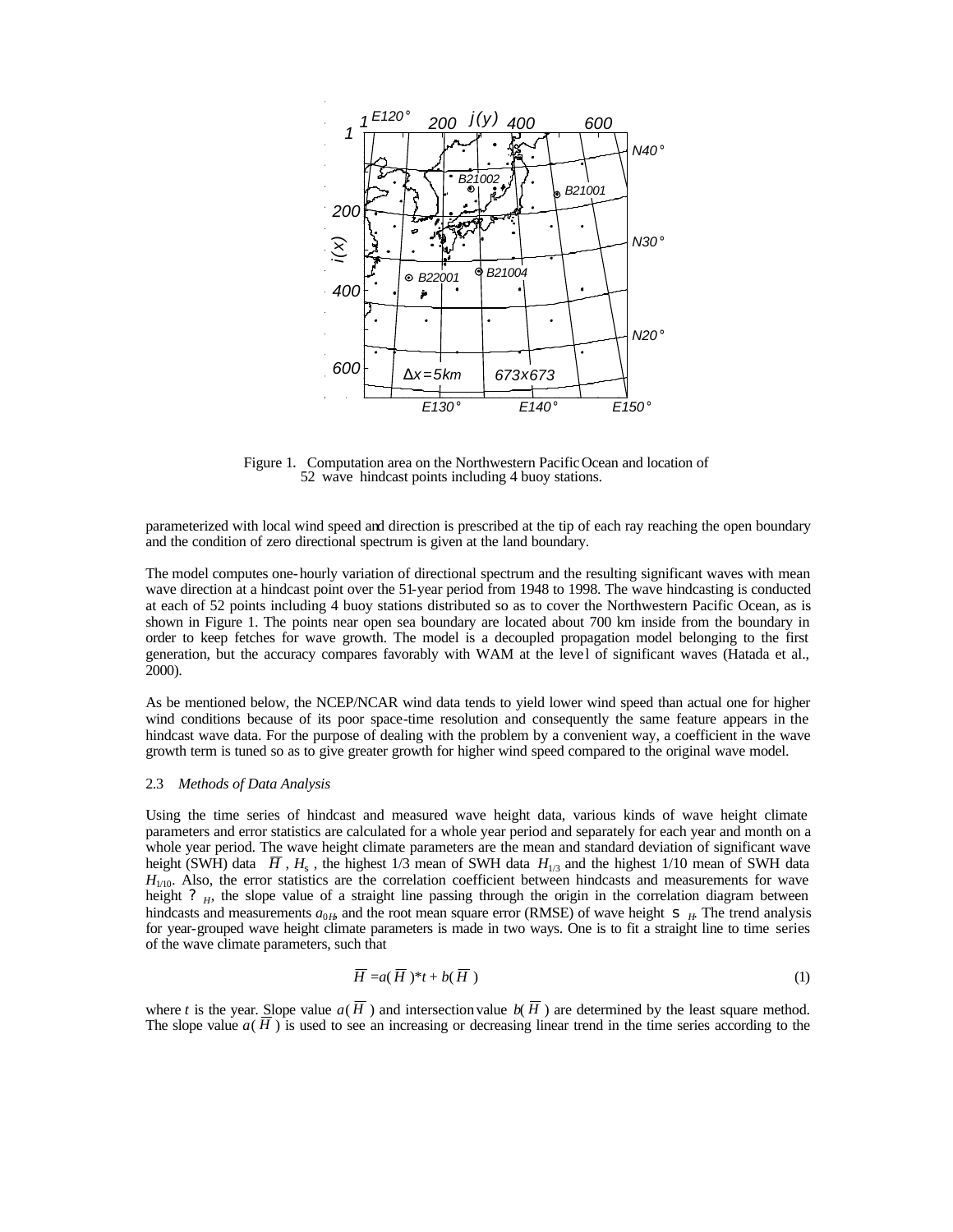Figure 1. Computation area on the Northwestern Pacific Ocean and location of 52 wave hindcast points including 4 buoy stations.

parameterized with local wind speed and direction is prescribed at the tip of each ray reaching the open boundary and the condition of zero directional spectrum is given at the land boundary.

The model computes one-hourly variation of directional spectrum and the resulting significant waves with mean wave direction at a hindcast point over the 51-year period from 1948 to 1998. The wave hindcasting is conducted at each of 52 points including 4 buoy stations distributed so as to cover the Northwestern Pacific Ocean, as is shown in Figure 1. The points near open sea boundary are located about 700 km inside from the boundary in order to keep fetches for wave growth. The model is a decoupled propagation model belonging to the first generation, but the accuracy compares favorably with WAM at the level of significant waves (Hatada et al., 2000).

As be mentioned below, the NCEP/NCAR wind data tends to yield lower wind speed than actual one for higher wind conditions because of its poor space-time resolution and consequently the same feature appears in the hindcast wave data. For the purpose of dealing with the problem by a convenient way, a coefficient in the wave growth term is tuned so as to give greater growth for higher wind speed compared to the original wave model.

### 2.3 *Methods of Data Analysis*

Using the time series of hindcast and measured wave height data, various kinds of wave height climate parameters and error statistics are calculated for a whole year period and separately for each year and month on a whole year period. The wave height climate parameters are the mean and standard deviation of significant wave height (SWH) data $\overline{H}$, $H_s$, the highest 1/3 mean of SWH data $H_{1/3}$ and the highest 1/10 mean of SWH data $H_{1/10}$. Also, the error statistics are the correlation coefficient between hindcasts and measurements for wave height $\rho_H$, the slope value of a straight line passing through the origin in the correlation diagram between hindcasts and measurements $a_{0H}$, and the root mean square error (RMSE) of wave height $\sigma_H$. The trend analysis for year-grouped wave height climate parameters is made in two ways. One is to fit a straight line to time series of the wave climate parameters, such that

$$\overline{H} = a(\overline{H})*t + b(\overline{H}) \tag{1}$$

where $t$ is the year. Slope value $a(\overline{H})$ and intersection value $b(\overline{H})$ are determined by the least square method. The slope value $a(\overline{H})$ is used to see an increasing or decreasing linear trend in the time series according to the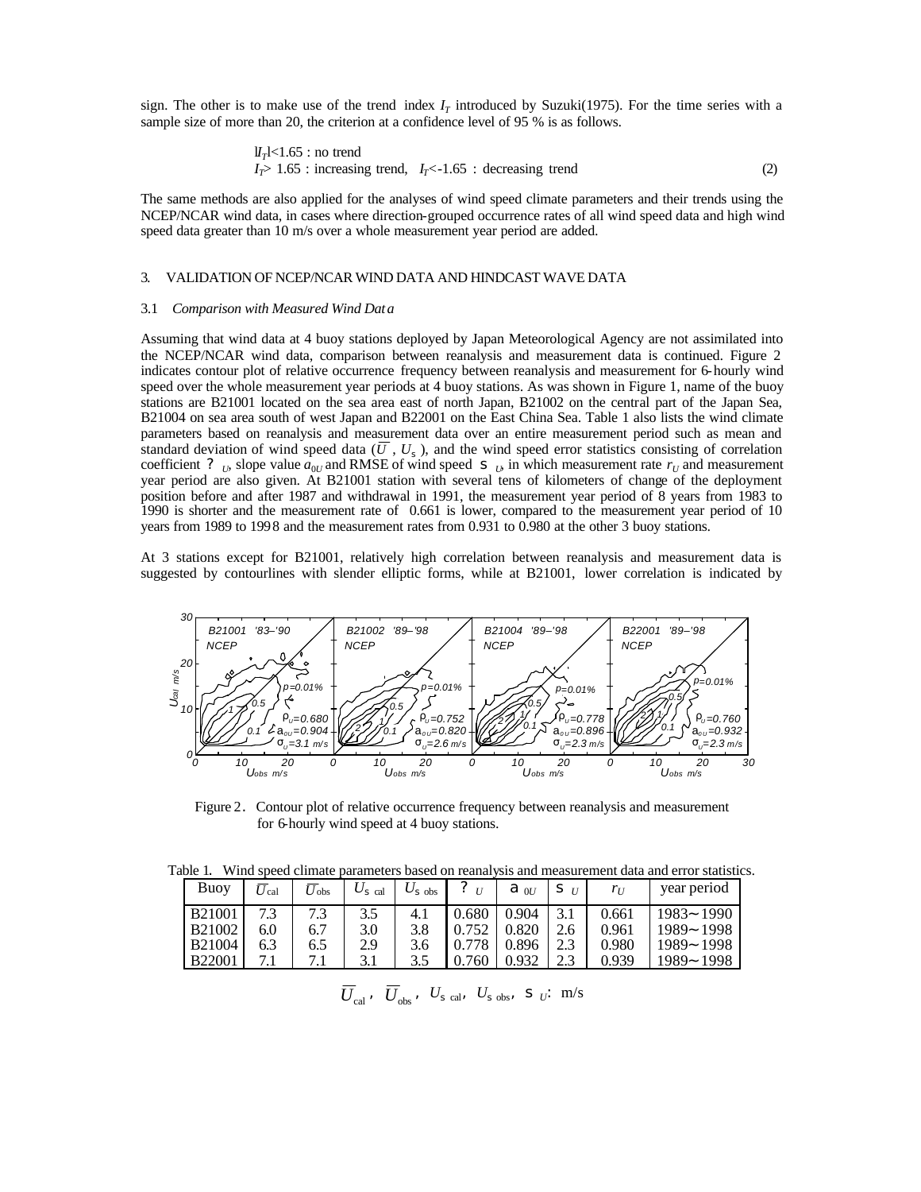sign. The other is to make use of the trend index $I_T$ introduced by Suzuki(1975). For the time series with a sample size of more than 20, the criterion at a confidence level of 95 % is as follows.

$$
\begin{aligned}
&|I_T|<1.65 : \text{no trend} \\
&I_T> 1.65 : \text{increasing trend}, \quad I_T<-1.65 : \text{decreasing trend}
\end{aligned} \tag{2}
$$

The same methods are also applied for the analyses of wind speed climate parameters and their trends using the NCEP/NCAR wind data, in cases where direction-grouped occurrence rates of all wind speed data and high wind speed data greater than 10 m/s over a whole measurement year period are added.

## 3. VALIDATION OF NCEP/NCAR WIND DATA AND HINDCAST WAVE DATA

### 3.1 *Comparison with Measured Wind Data*

Assuming that wind data at 4 buoy stations deployed by Japan Meteorological Agency are not assimilated into the NCEP/NCAR wind data, comparison between reanalysis and measurement data is continued. Figure 2 indicates contour plot of relative occurrence frequency between reanalysis and measurement for 6-hourly wind speed over the whole measurement year periods at 4 buoy stations. As was shown in Figure 1, name of the buoy stations are B21001 located on the sea area east of north Japan, B21002 on the central part of the Japan Sea, B21004 on sea area south of west Japan and B22001 on the East China Sea. Table 1 also lists the wind climate parameters based on reanalysis and measurement data over an entire measurement period such as mean and standard deviation of wind speed data ($\overline{U}$, $U_\sigma$), and the wind speed error statistics consisting of correlation coefficient $\rho_U$, slope value $a_{0U}$ and RMSE of wind speed $\sigma_U$, in which measurement rate $r_U$ and measurement year period are also given. At B21001 station with several tens of kilometers of change of the deployment position before and after 1987 and withdrawal in 1991, the measurement year period of 8 years from 1983 to 1990 is shorter and the measurement rate of 0.661 is lower, compared to the measurement year period of 10 years from 1989 to 1998 and the measurement rates from 0.931 to 0.980 at the other 3 buoy stations.

At 3 stations except for B21001, relatively high correlation between reanalysis and measurement data is suggested by contourlines with slender elliptic forms, while at B21001, lower correlation is indicated by

Figure 2. Contour plot of relative occurrence frequency between reanalysis and measurement for 6-hourly wind speed at 4 buoy stations.

Table 1. Wind speed climate parameters based on reanalysis and measurement data and error statistics.

| Buoy | $\overline{U}_{cal}$ | $\overline{U}_{obs}$ | $U_{\sigma\ cal}$ | $U_{\sigma\ obs}$ | $\rho_U$ | $a_{0U}$ | $\sigma_U$ | $r_U$ | year period |
|---|---|---|---|---|---|---|---|---|---|
| B21001 | 7.3 | 7.3 | 3.5 | 4.1 | 0.680 | 0.904 | 3.1 | 0.661 | 1983~1990 |
| B21002 | 6.0 | 6.7 | 3.0 | 3.8 | 0.752 | 0.820 | 2.6 | 0.961 | 1989~1998 |
| B21004 | 6.3 | 6.5 | 2.9 | 3.6 | 0.778 | 0.896 | 2.3 | 0.980 | 1989~1998 |
| B22001 | 7.1 | 7.1 | 3.1 | 3.5 | 0.760 | 0.932 | 2.3 | 0.939 | 1989~1998 |

$\overline{U}_{cal}$, $\overline{U}_{obs}$, $U_{\sigma\ cal}$, $U_{\sigma\ obs}$, $\sigma_U$: m/s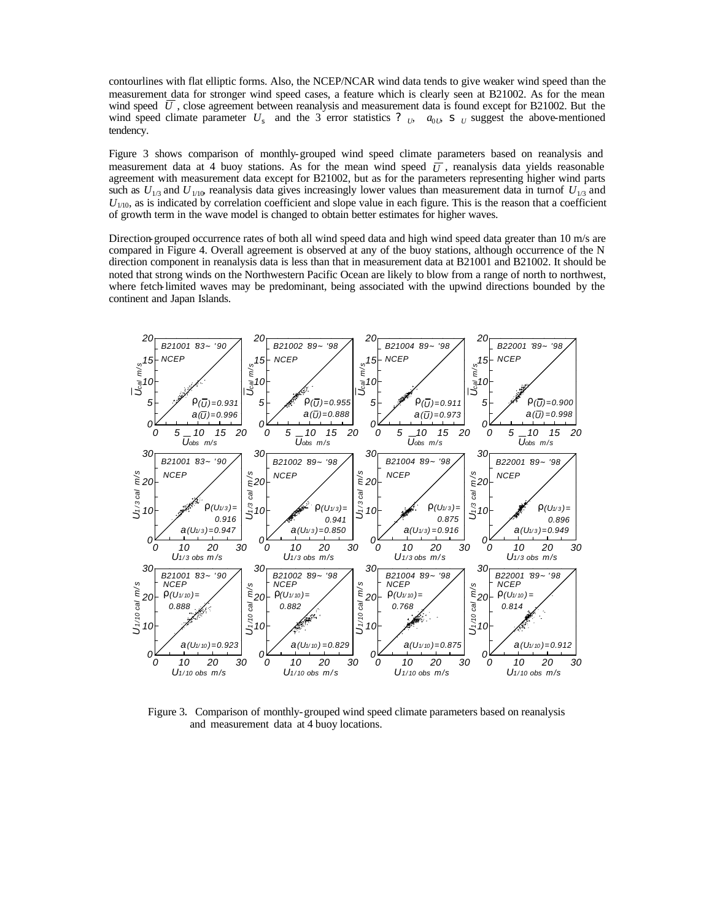contourlines with flat elliptic forms. Also, the NCEP/NCAR wind data tends to give weaker wind speed than the measurement data for stronger wind speed cases, a feature which is clearly seen at B21002. As for the mean wind speed $\overline{U}$, close agreement between reanalysis and measurement data is found except for B21002. But the wind speed climate parameter $U_s$ and the 3 error statistics $\rho_U$, $a_{0U}$, $s_U$ suggest the above-mentioned tendency.

Figure 3 shows comparison of monthly-grouped wind speed climate parameters based on reanalysis and measurement data at 4 buoy stations. As for the mean wind speed $\overline{U}$, reanalysis data yields reasonable agreement with measurement data except for B21002, but as for the parameters representing higher wind parts such as $U_{1/3}$ and $U_{1/10}$, reanalysis data gives increasingly lower values than measurement data in turn of $U_{1/3}$ and $U_{1/10}$, as is indicated by correlation coefficient and slope value in each figure. This is the reason that a coefficient of growth term in the wave model is changed to obtain better estimates for higher waves.

Direction-grouped occurrence rates of both all wind speed data and high wind speed data greater than 10 m/s are compared in Figure 4. Overall agreement is observed at any of the buoy stations, although occurrence of the N direction component in reanalysis data is less than that in measurement data at B21001 and B21002. It should be noted that strong winds on the Northwestern Pacific Ocean are likely to blow from a range of north to northwest, where fetch-limited waves may be predominant, being associated with the upwind directions bounded by the continent and Japan Islands.

| Parameter | B21001 '83~'90 | B21002 '89~'98 | B21004 '89~'98 | B22001 '89~'98 |
|---|---|---|---|---|
| $\rho(\overline{U})$ | 0.931 | 0.955 | 0.911 | 0.900 |
| $a(\overline{U})$ | 0.996 | 0.888 | 0.973 | 0.998 |
| $\rho(U_{1/3})$ | 0.916 | 0.941 | 0.875 | 0.896 |
| $a(U_{1/3})$ | 0.947 | 0.850 | 0.916 | 0.949 |
| $\rho(U_{1/10})$ | 0.888 | 0.882 | 0.768 | 0.814 |
| $a(U_{1/10})$ | 0.923 | 0.829 | 0.875 | 0.912 |

Figure 3. Comparison of monthly-grouped wind speed climate parameters based on reanalysis and measurement data at 4 buoy locations.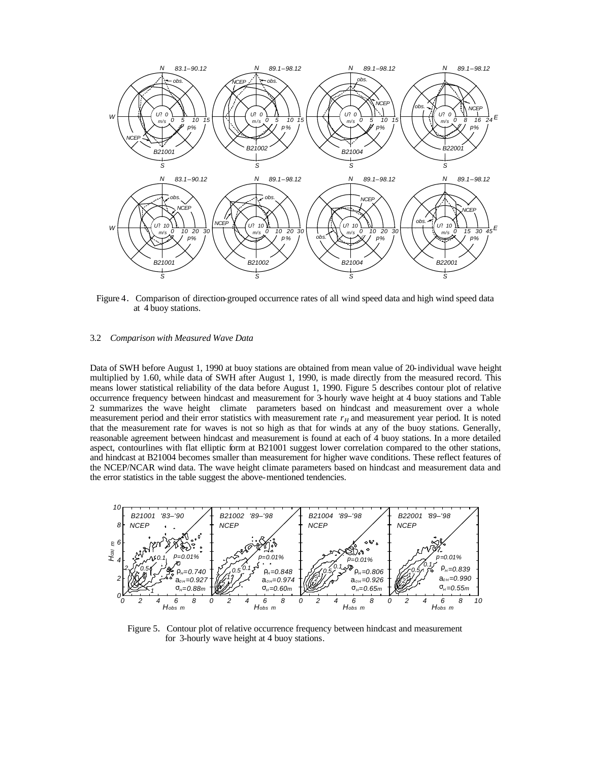Figure 4. Comparison of direction-grouped occurrence rates of all wind speed data and high wind speed data at 4 buoy stations.

### 3.2 *Comparison with Measured Wave Data*

Data of SWH before August 1, 1990 at buoy stations are obtained from mean value of 20-individual wave height multiplied by 1.60, while data of SWH after August 1, 1990, is made directly from the measured record. This means lower statistical reliability of the data before August 1, 1990. Figure 5 describes contour plot of relative occurrence frequency between hindcast and measurement for 3-hourly wave height at 4 buoy stations and Table 2 summarizes the wave height climate parameters based on hindcast and measurement over a whole measurement period and their error statistics with measurement rate $r_H$ and measurement year period. It is noted that the measurement rate for waves is not so high as that for winds at any of the buoy stations. Generally, reasonable agreement between hindcast and measurement is found at each of 4 buoy stations. In a more detailed aspect, contourlines with flat elliptic form at B21001 suggest lower correlation compared to the other stations, and hindcast at B21004 becomes smaller than measurement for higher wave conditions. These reflect features of the NCEP/NCAR wind data. The wave height climate parameters based on hindcast and measurement data and the error statistics in the table suggest the above-mentioned tendencies.

Figure 5. Contour plot of relative occurrence frequency between hindcast and measurement for 3-hourly wave height at 4 buoy stations.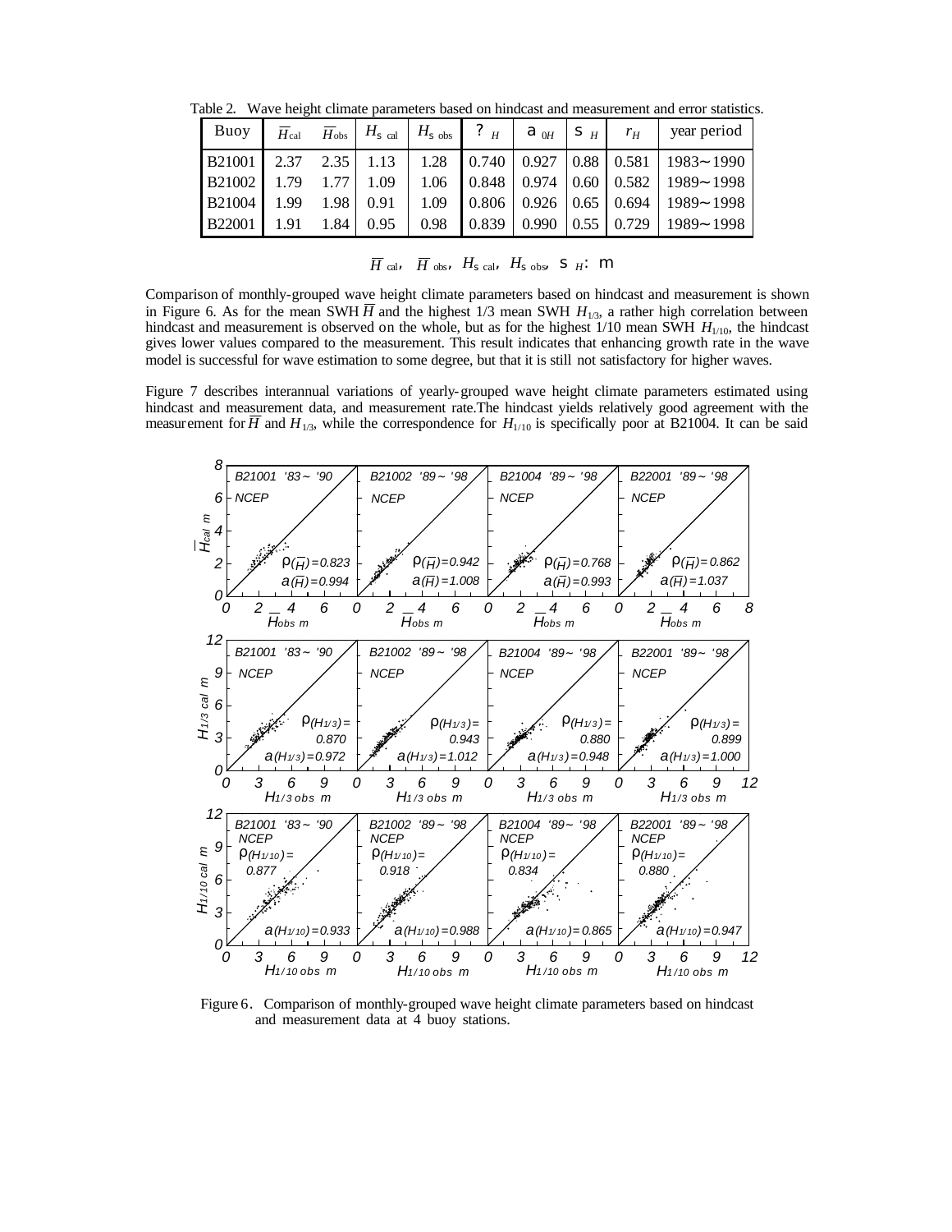Table 2. Wave height climate parameters based on hindcast and measurement and error statistics.

| Buoy | $\overline{H}_{cal}$ | $\overline{H}_{obs}$ | $H_{s\ cal}$ | $H_{s\ obs}$ | $\rho_H$ | $a_{0H}$ | $s_H$ | $r_H$ | year period |
|---|---|---|---|---|---|---|---|---|---|
| B21001 | 2.37 | 2.35 | 1.13 | 1.28 | 0.740 | 0.927 | 0.88 | 0.581 | 1983~1990 |
| B21002 | 1.79 | 1.77 | 1.09 | 1.06 | 0.848 | 0.974 | 0.60 | 0.582 | 1989~1998 |
| B21004 | 1.99 | 1.98 | 0.91 | 1.09 | 0.806 | 0.926 | 0.65 | 0.694 | 1989~1998 |
| B22001 | 1.91 | 1.84 | 0.95 | 0.98 | 0.839 | 0.990 | 0.55 | 0.729 | 1989~1998 |

$\overline{H}_{cal}$, $\overline{H}_{obs}$, $H_{s\ cal}$, $H_{s\ obs}$, $s_H$: m

Comparison of monthly-grouped wave height climate parameters based on hindcast and measurement is shown in Figure 6. As for the mean SWH $\overline{H}$ and the highest 1/3 mean SWH $H_{1/3}$, a rather high correlation between hindcast and measurement is observed on the whole, but as for the highest 1/10 mean SWH $H_{1/10}$, the hindcast gives lower values compared to the measurement. This result indicates that enhancing growth rate in the wave model is successful for wave estimation to some degree, but that it is still not satisfactory for higher waves.

Figure 7 describes interannual variations of yearly-grouped wave height climate parameters estimated using hindcast and measurement data, and measurement rate.The hindcast yields relatively good agreement with the measurement for $\overline{H}$ and $H_{1/3}$, while the correspondence for $H_{1/10}$ is specifically poor at B21004. It can be said

Figure 6. Comparison of monthly-grouped wave height climate parameters based on hindcast and measurement data at 4 buoy stations.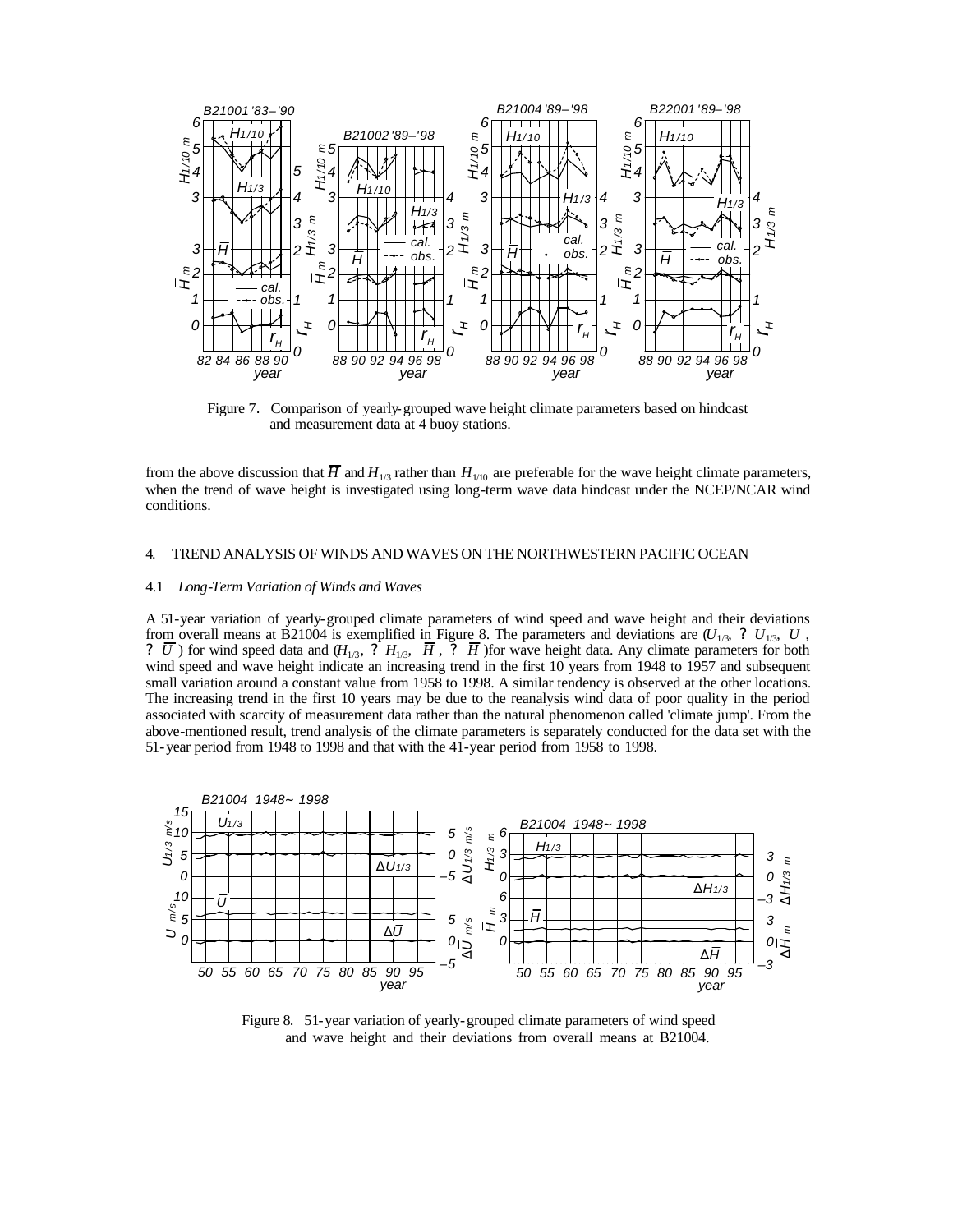Figure 7. Comparison of yearly-grouped wave height climate parameters based on hindcast and measurement data at 4 buoy stations.

from the above discussion that $\overline{H}$ and $H_{1/3}$ rather than $H_{1/10}$ are preferable for the wave height climate parameters, when the trend of wave height is investigated using long-term wave data hindcast under the NCEP/NCAR wind conditions.

## 4. TREND ANALYSIS OF WINDS AND WAVES ON THE NORTHWESTERN PACIFIC OCEAN

### 4.1 *Long-Term Variation of Winds and Waves*

A 51-year variation of yearly-grouped climate parameters of wind speed and wave height and their deviations from overall means at B21004 is exemplified in Figure 8. The parameters and deviations are ($U_{1/3}$, $\Delta U_{1/3}$, $\overline{U}$, $\Delta\overline{U}$) for wind speed data and ($H_{1/3}$, $\Delta H_{1/3}$, $\overline{H}$, $\Delta\overline{H}$)for wave height data. Any climate parameters for both wind speed and wave height indicate an increasing trend in the first 10 years from 1948 to 1957 and subsequent small variation around a constant value from 1958 to 1998. A similar tendency is observed at the other locations. The increasing trend in the first 10 years may be due to the reanalysis wind data of poor quality in the period associated with scarcity of measurement data rather than the natural phenomenon called 'climate jump'. From the above-mentioned result, trend analysis of the climate parameters is separately conducted for the data set with the 51-year period from 1948 to 1998 and that with the 41-year period from 1958 to 1998.

Figure 8. 51-year variation of yearly-grouped climate parameters of wind speed and wave height and their deviations from overall means at B21004.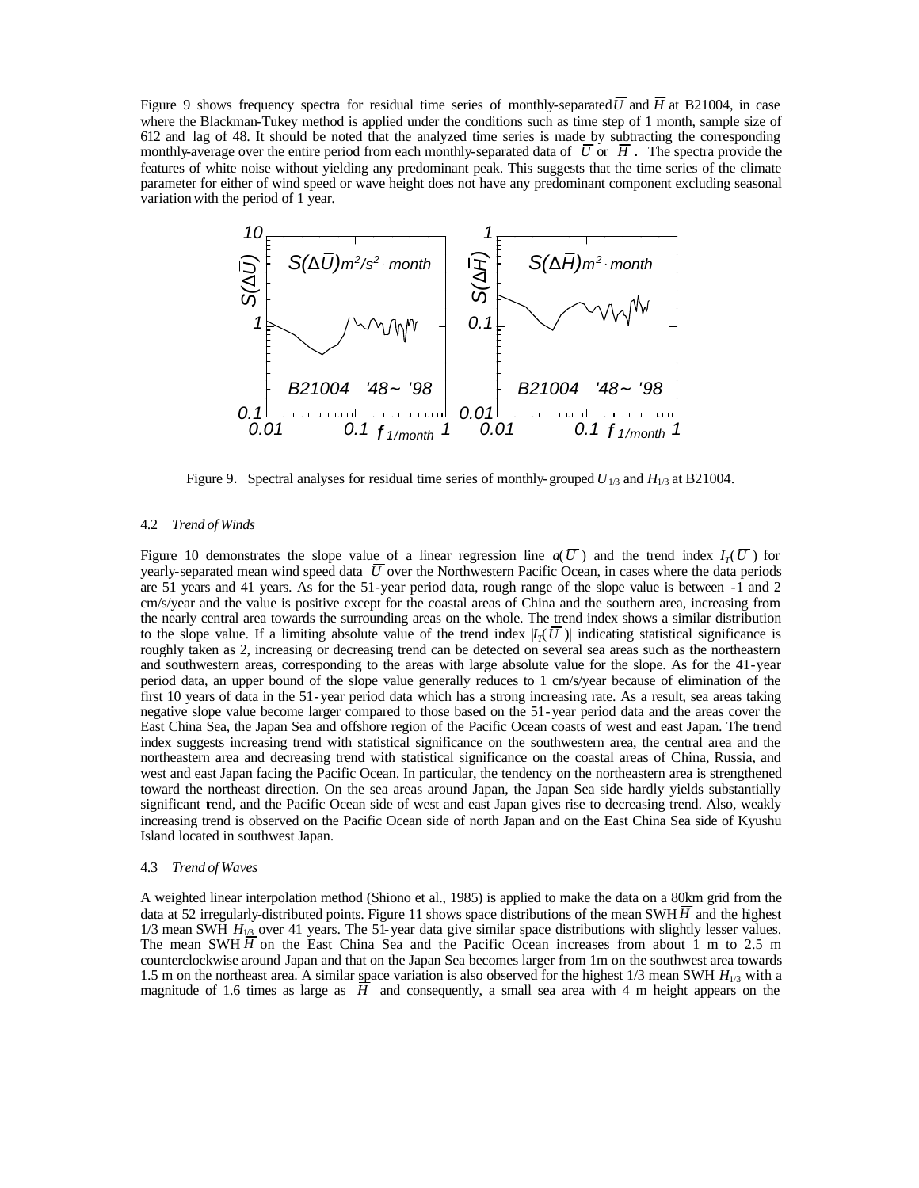Figure 9 shows frequency spectra for residual time series of monthly-separated $\overline{U}$ and $\overline{H}$ at B21004, in case where the Blackman-Tukey method is applied under the conditions such as time step of 1 month, sample size of 612 and lag of 48. It should be noted that the analyzed time series is made by subtracting the corresponding monthly-average over the entire period from each monthly-separated data of $\overline{U}$ or $\overline{H}$. The spectra provide the features of white noise without yielding any predominant peak. This suggests that the time series of the climate parameter for either of wind speed or wave height does not have any predominant component excluding seasonal variation with the period of 1 year.

Figure 9. Spectral analyses for residual time series of monthly-grouped $U_{1/3}$ and $H_{1/3}$ at B21004.

### 4.2 *Trend of Winds*

Figure 10 demonstrates the slope value of a linear regression line $a(\overline{U})$ and the trend index $I_T(\overline{U})$ for yearly-separated mean wind speed data $\overline{U}$ over the Northwestern Pacific Ocean, in cases where the data periods are 51 years and 41 years. As for the 51-year period data, rough range of the slope value is between -1 and 2 cm/s/year and the value is positive except for the coastal areas of China and the southern area, increasing from the nearly central area towards the surrounding areas on the whole. The trend index shows a similar distribution to the slope value. If a limiting absolute value of the trend index $|I_T(\overline{U})|$ indicating statistical significance is roughly taken as 2, increasing or decreasing trend can be detected on several sea areas such as the northeastern and southwestern areas, corresponding to the areas with large absolute value for the slope. As for the 41-year period data, an upper bound of the slope value generally reduces to 1 cm/s/year because of elimination of the first 10 years of data in the 51-year period data which has a strong increasing rate. As a result, sea areas taking negative slope value become larger compared to those based on the 51-year period data and the areas cover the East China Sea, the Japan Sea and offshore region of the Pacific Ocean coasts of west and east Japan. The trend index suggests increasing trend with statistical significance on the southwestern area, the central area and the northeastern area and decreasing trend with statistical significance on the coastal areas of China, Russia, and west and east Japan facing the Pacific Ocean. In particular, the tendency on the northeastern area is strengthened toward the northeast direction. On the sea areas around Japan, the Japan Sea side hardly yields substantially significant trend, and the Pacific Ocean side of west and east Japan gives rise to decreasing trend. Also, weakly increasing trend is observed on the Pacific Ocean side of north Japan and on the East China Sea side of Kyushu Island located in southwest Japan.

### 4.3 *Trend of Waves*

A weighted linear interpolation method (Shiono et al., 1985) is applied to make the data on a 80km grid from the data at 52 irregularly-distributed points. Figure 11 shows space distributions of the mean SWH $\overline{H}$ and the highest 1/3 mean SWH $H_{1/3}$ over 41 years. The 51-year data give similar space distributions with slightly lesser values. The mean SWH $\overline{H}$ on the East China Sea and the Pacific Ocean increases from about 1 m to 2.5 m counterclockwise around Japan and that on the Japan Sea becomes larger from 1m on the southwest area towards 1.5 m on the northeast area. A similar space variation is also observed for the highest 1/3 mean SWH $H_{1/3}$ with a magnitude of 1.6 times as large as $\overline{H}$ and consequently, a small sea area with 4 m height appears on the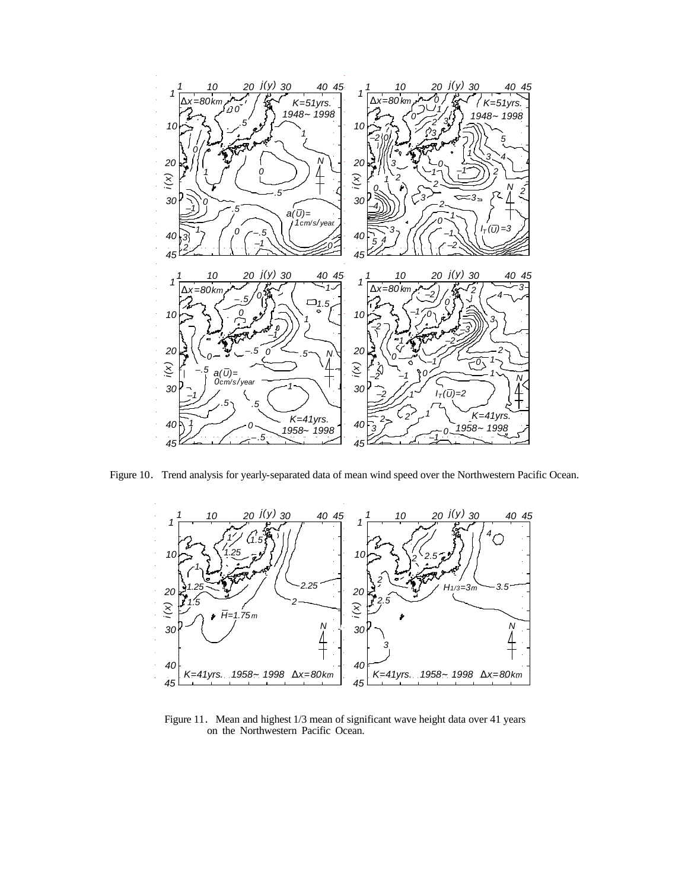Figure 10. Trend analysis for yearly-separated data of mean wind speed over the Northwestern Pacific Ocean.

Figure 11. Mean and highest 1/3 mean of significant wave height data over 41 years on the Northwestern Pacific Ocean.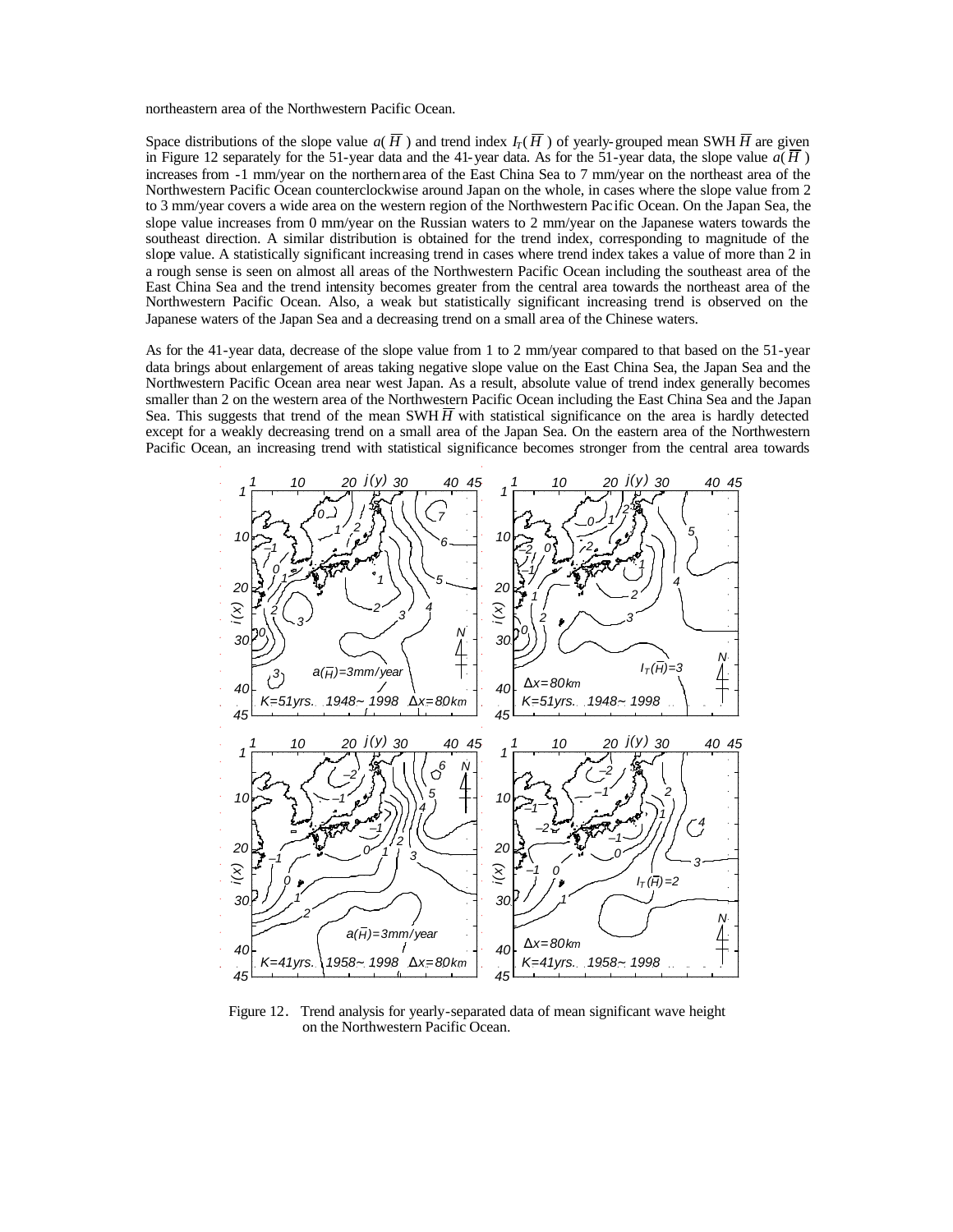northeastern area of the Northwestern Pacific Ocean.

Space distributions of the slope value $a(\overline{H})$ and trend index $I_T(\overline{H})$ of yearly-grouped mean SWH $\overline{H}$ are given in Figure 12 separately for the 51-year data and the 41-year data. As for the 51-year data, the slope value $a(\overline{H})$ increases from -1 mm/year on the northern area of the East China Sea to 7 mm/year on the northeast area of the Northwestern Pacific Ocean counterclockwise around Japan on the whole, in cases where the slope value from 2 to 3 mm/year covers a wide area on the western region of the Northwestern Pacific Ocean. On the Japan Sea, the slope value increases from 0 mm/year on the Russian waters to 2 mm/year on the Japanese waters towards the southeast direction. A similar distribution is obtained for the trend index, corresponding to magnitude of the slope value. A statistically significant increasing trend in cases where trend index takes a value of more than 2 in a rough sense is seen on almost all areas of the Northwestern Pacific Ocean including the southeast area of the East China Sea and the trend intensity becomes greater from the central area towards the northeast area of the Northwestern Pacific Ocean. Also, a weak but statistically significant increasing trend is observed on the Japanese waters of the Japan Sea and a decreasing trend on a small area of the Chinese waters.

As for the 41-year data, decrease of the slope value from 1 to 2 mm/year compared to that based on the 51-year data brings about enlargement of areas taking negative slope value on the East China Sea, the Japan Sea and the Northwestern Pacific Ocean area near west Japan. As a result, absolute value of trend index generally becomes smaller than 2 on the western area of the Northwestern Pacific Ocean including the East China Sea and the Japan Sea. This suggests that trend of the mean SWH $\overline{H}$ with statistical significance on the area is hardly detected except for a weakly decreasing trend on a small area of the Japan Sea. On the eastern area of the Northwestern Pacific Ocean, an increasing trend with statistical significance becomes stronger from the central area towards

Figure 12. Trend analysis for yearly-separated data of mean significant wave height on the Northwestern Pacific Ocean.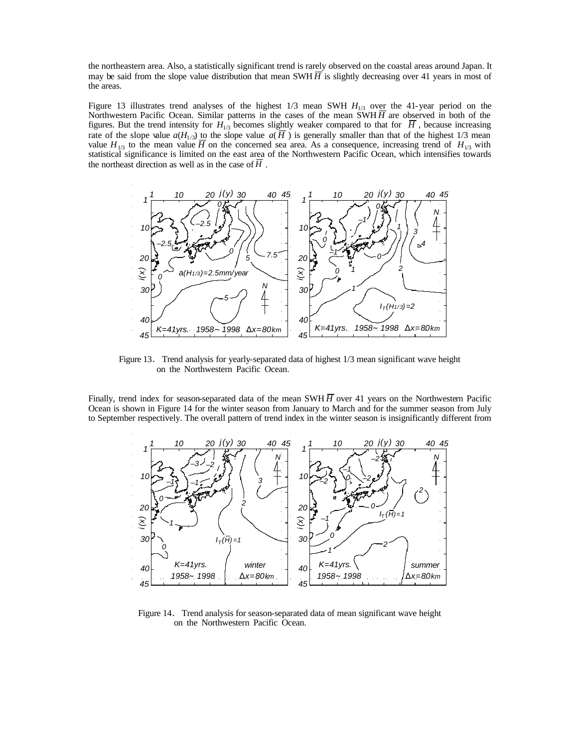the northeastern area. Also, a statistically significant trend is rarely observed on the coastal areas around Japan. It may be said from the slope value distribution that mean SWH $\overline{H}$ is slightly decreasing over 41 years in most of the areas.

Figure 13 illustrates trend analyses of the highest 1/3 mean SWH $H_{1/3}$ over the 41-year period on the Northwestern Pacific Ocean. Similar patterns in the cases of the mean SWH $\overline{H}$ are observed in both of the figures. But the trend intensity for $H_{1/3}$ becomes slightly weaker compared to that for $\overline{H}$, because increasing rate of the slope value $a(H_{1/3})$ to the slope value $a(\overline{H})$ is generally smaller than that of the highest 1/3 mean value $H_{1/3}$ to the mean value $\overline{H}$ on the concerned sea area. As a consequence, increasing trend of $H_{1/3}$ with statistical significance is limited on the east area of the Northwestern Pacific Ocean, which intensifies towards the northeast direction as well as in the case of $\overline{H}$.

Figure 13. Trend analysis for yearly-separated data of highest 1/3 mean significant wave height on the Northwestern Pacific Ocean.

Finally, trend index for season-separated data of the mean SWH $\overline{H}$ over 41 years on the Northwestern Pacific Ocean is shown in Figure 14 for the winter season from January to March and for the summer season from July to September respectively. The overall pattern of trend index in the winter season is insignificantly different from

Figure 14. Trend analysis for season-separated data of mean significant wave height on the Northwestern Pacific Ocean.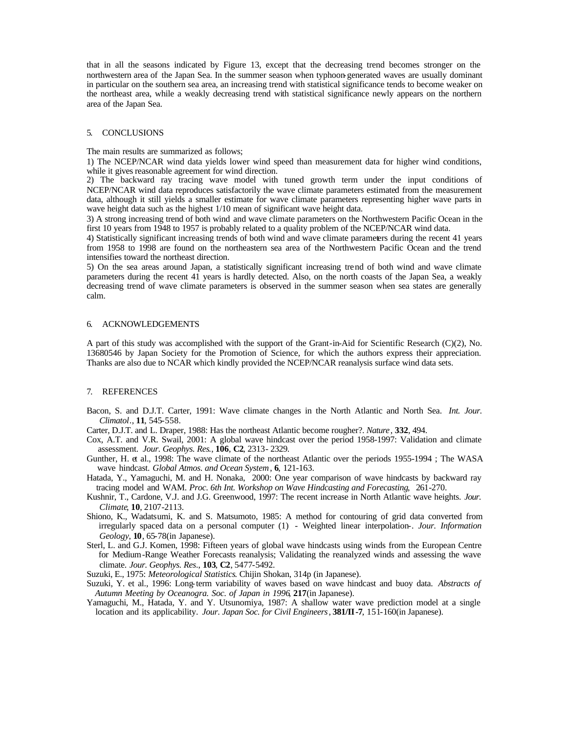that in all the seasons indicated by Figure 13, except that the decreasing trend becomes stronger on the northwestern area of the Japan Sea. In the summer season when typhoon-generated waves are usually dominant in particular on the southern sea area, an increasing trend with statistical significance tends to become weaker on the northeast area, while a weakly decreasing trend with statistical significance newly appears on the northern area of the Japan Sea.

## 5. CONCLUSIONS

The main results are summarized as follows;

1) The NCEP/NCAR wind data yields lower wind speed than measurement data for higher wind conditions, while it gives reasonable agreement for wind direction.

2) The backward ray tracing wave model with tuned growth term under the input conditions of NCEP/NCAR wind data reproduces satisfactorily the wave climate parameters estimated from the measurement data, although it still yields a smaller estimate for wave climate parameters representing higher wave parts in wave height data such as the highest 1/10 mean of significant wave height data.

3) A strong increasing trend of both wind and wave climate parameters on the Northwestern Pacific Ocean in the first 10 years from 1948 to 1957 is probably related to a quality problem of the NCEP/NCAR wind data.

4) Statistically significant increasing trends of both wind and wave climate parameters during the recent 41 years from 1958 to 1998 are found on the northeastern sea area of the Northwestern Pacific Ocean and the trend intensifies toward the northeast direction.

5) On the sea areas around Japan, a statistically significant increasing trend of both wind and wave climate parameters during the recent 41 years is hardly detected. Also, on the north coasts of the Japan Sea, a weakly decreasing trend of wave climate parameters is observed in the summer season when sea states are generally calm.

## 6. ACKNOWLEDGEMENTS

A part of this study was accomplished with the support of the Grant-in-Aid for Scientific Research (C)(2), No. 13680546 by Japan Society for the Promotion of Science, for which the authors express their appreciation. Thanks are also due to NCAR which kindly provided the NCEP/NCAR reanalysis surface wind data sets.

## 7. REFERENCES

Bacon, S. and D.J.T. Carter, 1991: Wave climate changes in the North Atlantic and North Sea. *Int. Jour. Climatol.*, **11**, 545-558.

Carter, D.J.T. and L. Draper, 1988: Has the northeast Atlantic become rougher?. *Nature*, **332**, 494.

Cox, A.T. and V.R. Swail, 2001: A global wave hindcast over the period 1958-1997: Validation and climate assessment. *Jour. Geophys. Res.*, **106**, **C2**, 2313- 2329.

Gunther, H. et al., 1998: The wave climate of the northeast Atlantic over the periods 1955-1994 ; The WASA wave hindcast. *Global Atmos. and Ocean System*, **6**, 121-163.

Hatada, Y., Yamaguchi, M. and H. Nonaka, 2000: One year comparison of wave hindcasts by backward ray tracing model and WAM. *Proc. 6th Int. Workshop on Wave Hindcasting and Forecasting*, 261-270.

Kushnir, T., Cardone, V.J. and J.G. Greenwood, 1997: The recent increase in North Atlantic wave heights. *Jour. Climate*, **10**, 2107-2113.

Shiono, K., Wadatsumi, K. and S. Matsumoto, 1985: A method for contouring of grid data converted from irregularly spaced data on a personal computer (1) - Weighted linear interpolation-. *Jour. Information Geology*, **10**, 65-78(in Japanese).

Sterl, L. and G.J. Komen, 1998: Fifteen years of global wave hindcasts using winds from the European Centre for Medium-Range Weather Forecasts reanalysis; Validating the reanalyzed winds and assessing the wave climate. *Jour. Geophys. Res.*, **103**, **C2**, 5477-5492.

Suzuki, E., 1975: *Meteorological Statistics*. Chijin Shokan, 314p (in Japanese).

Suzuki, Y. et al., 1996: Long-term variability of waves based on wave hindcast and buoy data. *Abstracts of Autumn Meeting by Oceanogra. Soc. of Japan in 1996*, **217**(in Japanese).

Yamaguchi, M., Hatada, Y. and Y. Utsunomiya, 1987: A shallow water wave prediction model at a single location and its applicability. *Jour. Japan Soc. for Civil Engineers*, **381/II-7**, 151-160(in Japanese).